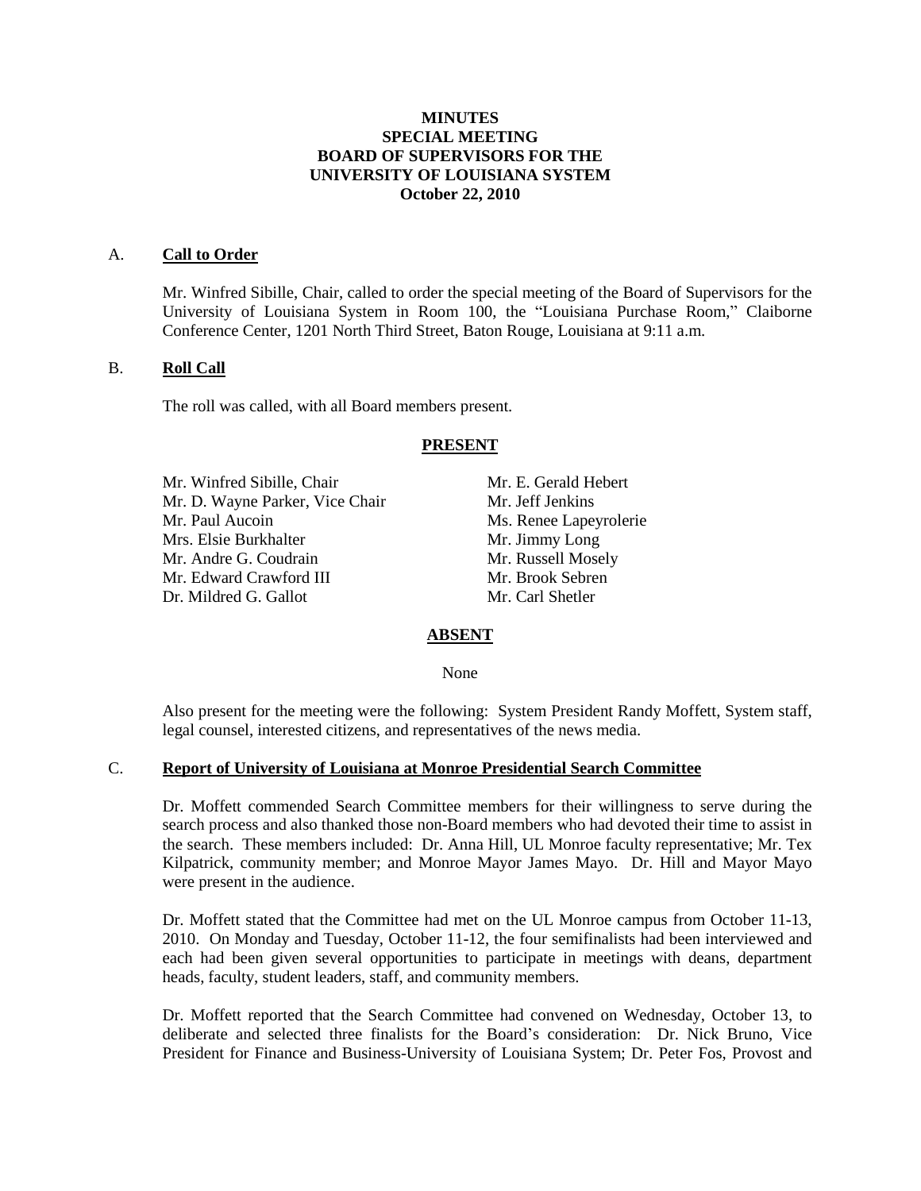# MINUTES
## SPECIAL MEETING
## BOARD OF SUPERVISORS FOR THE UNIVERSITY OF LOUISIANA SYSTEM
## October 22, 2010

A. **Call to Order**

Mr. Winfred Sibille, Chair, called to order the special meeting of the Board of Supervisors for the University of Louisiana System in Room 100, the "Louisiana Purchase Room," Claiborne Conference Center, 1201 North Third Street, Baton Rouge, Louisiana at 9:11 a.m.

B. **Roll Call**

The roll was called, with all Board members present.

**PRESENT**

Mr. Winfred Sibille, Chair
Mr. D. Wayne Parker, Vice Chair
Mr. Paul Aucoin
Mrs. Elsie Burkhalter
Mr. Andre G. Coudrain
Mr. Edward Crawford III
Dr. Mildred G. Gallot
Mr. E. Gerald Hebert
Mr. Jeff Jenkins
Ms. Renee Lapeyrolerie
Mr. Jimmy Long
Mr. Russell Mosely
Mr. Brook Sebren
Mr. Carl Shetler

**ABSENT**

None

Also present for the meeting were the following: System President Randy Moffett, System staff, legal counsel, interested citizens, and representatives of the news media.

C. **Report of University of Louisiana at Monroe Presidential Search Committee**

Dr. Moffett commended Search Committee members for their willingness to serve during the search process and also thanked those non-Board members who had devoted their time to assist in the search. These members included: Dr. Anna Hill, UL Monroe faculty representative; Mr. Tex Kilpatrick, community member; and Monroe Mayor James Mayo. Dr. Hill and Mayor Mayo were present in the audience.

Dr. Moffett stated that the Committee had met on the UL Monroe campus from October 11-13, 2010. On Monday and Tuesday, October 11-12, the four semifinalists had been interviewed and each had been given several opportunities to participate in meetings with deans, department heads, faculty, student leaders, staff, and community members.

Dr. Moffett reported that the Search Committee had convened on Wednesday, October 13, to deliberate and selected three finalists for the Board's consideration: Dr. Nick Bruno, Vice President for Finance and Business-University of Louisiana System; Dr. Peter Fos, Provost and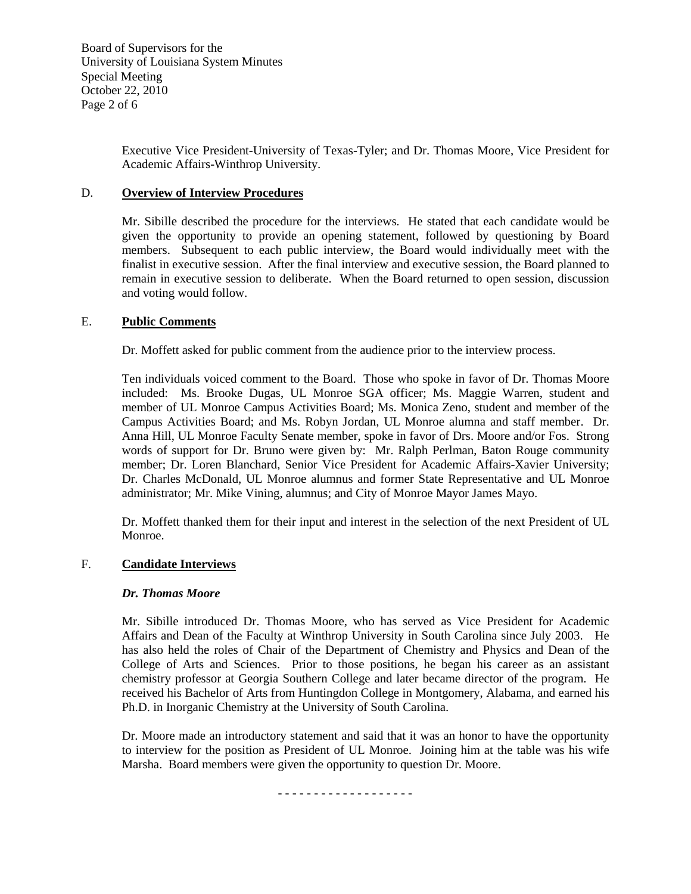Executive Vice President-University of Texas-Tyler; and Dr. Thomas Moore, Vice President for Academic Affairs-Winthrop University.

## D. **Overview of Interview Procedures**

Mr. Sibille described the procedure for the interviews. He stated that each candidate would be given the opportunity to provide an opening statement, followed by questioning by Board members. Subsequent to each public interview, the Board would individually meet with the finalist in executive session. After the final interview and executive session, the Board planned to remain in executive session to deliberate. When the Board returned to open session, discussion and voting would follow.

## E. **Public Comments**

Dr. Moffett asked for public comment from the audience prior to the interview process.

Ten individuals voiced comment to the Board. Those who spoke in favor of Dr. Thomas Moore included: Ms. Brooke Dugas, UL Monroe SGA officer; Ms. Maggie Warren, student and member of UL Monroe Campus Activities Board; Ms. Monica Zeno, student and member of the Campus Activities Board; and Ms. Robyn Jordan, UL Monroe alumna and staff member. Dr. Anna Hill, UL Monroe Faculty Senate member, spoke in favor of Drs. Moore and/or Fos. Strong words of support for Dr. Bruno were given by: Mr. Ralph Perlman, Baton Rouge community member; Dr. Loren Blanchard, Senior Vice President for Academic Affairs-Xavier University; Dr. Charles McDonald, UL Monroe alumnus and former State Representative and UL Monroe administrator; Mr. Mike Vining, alumnus; and City of Monroe Mayor James Mayo.

Dr. Moffett thanked them for their input and interest in the selection of the next President of UL Monroe.

## F. **Candidate Interviews**

### *Dr. Thomas Moore*

Mr. Sibille introduced Dr. Thomas Moore, who has served as Vice President for Academic Affairs and Dean of the Faculty at Winthrop University in South Carolina since July 2003. He has also held the roles of Chair of the Department of Chemistry and Physics and Dean of the College of Arts and Sciences. Prior to those positions, he began his career as an assistant chemistry professor at Georgia Southern College and later became director of the program. He received his Bachelor of Arts from Huntingdon College in Montgomery, Alabama, and earned his Ph.D. in Inorganic Chemistry at the University of South Carolina.

Dr. Moore made an introductory statement and said that it was an honor to have the opportunity to interview for the position as President of UL Monroe. Joining him at the table was his wife Marsha. Board members were given the opportunity to question Dr. Moore.

\- - - - - - - - - - - - - - - - - -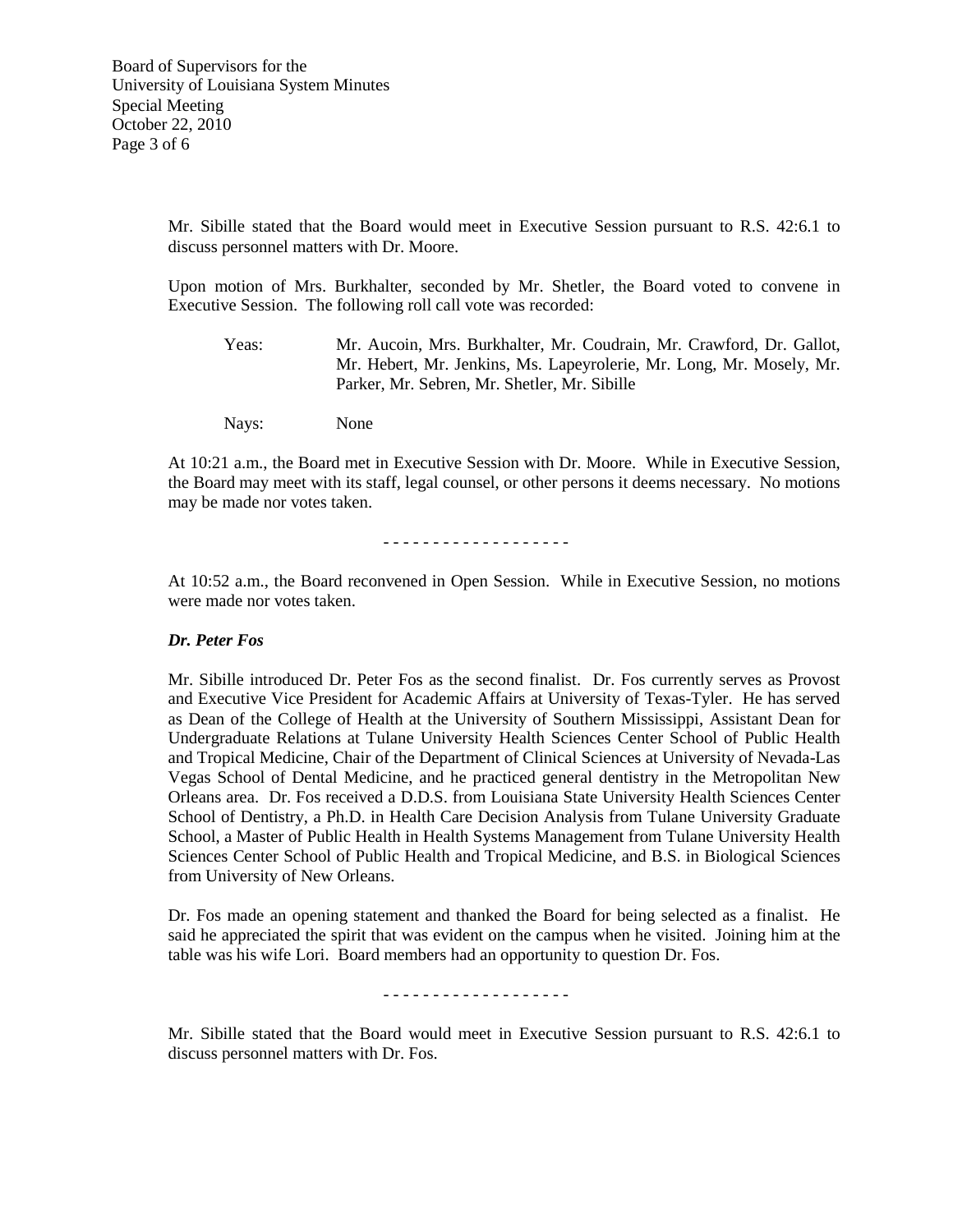Mr. Sibille stated that the Board would meet in Executive Session pursuant to R.S. 42:6.1 to discuss personnel matters with Dr. Moore.

Upon motion of Mrs. Burkhalter, seconded by Mr. Shetler, the Board voted to convene in Executive Session. The following roll call vote was recorded:

Yeas: Mr. Aucoin, Mrs. Burkhalter, Mr. Coudrain, Mr. Crawford, Dr. Gallot, Mr. Hebert, Mr. Jenkins, Ms. Lapeyrolerie, Mr. Long, Mr. Mosely, Mr. Parker, Mr. Sebren, Mr. Shetler, Mr. Sibille

Nays: None

At 10:21 a.m., the Board met in Executive Session with Dr. Moore. While in Executive Session, the Board may meet with its staff, legal counsel, or other persons it deems necessary. No motions may be made nor votes taken.

\- - - - - - - - - - - - - - - - - - -

At 10:52 a.m., the Board reconvened in Open Session. While in Executive Session, no motions were made nor votes taken.

***Dr. Peter Fos***

Mr. Sibille introduced Dr. Peter Fos as the second finalist. Dr. Fos currently serves as Provost and Executive Vice President for Academic Affairs at University of Texas-Tyler. He has served as Dean of the College of Health at the University of Southern Mississippi, Assistant Dean for Undergraduate Relations at Tulane University Health Sciences Center School of Public Health and Tropical Medicine, Chair of the Department of Clinical Sciences at University of Nevada-Las Vegas School of Dental Medicine, and he practiced general dentistry in the Metropolitan New Orleans area. Dr. Fos received a D.D.S. from Louisiana State University Health Sciences Center School of Dentistry, a Ph.D. in Health Care Decision Analysis from Tulane University Graduate School, a Master of Public Health in Health Systems Management from Tulane University Health Sciences Center School of Public Health and Tropical Medicine, and B.S. in Biological Sciences from University of New Orleans.

Dr. Fos made an opening statement and thanked the Board for being selected as a finalist. He said he appreciated the spirit that was evident on the campus when he visited. Joining him at the table was his wife Lori. Board members had an opportunity to question Dr. Fos.

\- - - - - - - - - - - - - - - - - - -

Mr. Sibille stated that the Board would meet in Executive Session pursuant to R.S. 42:6.1 to discuss personnel matters with Dr. Fos.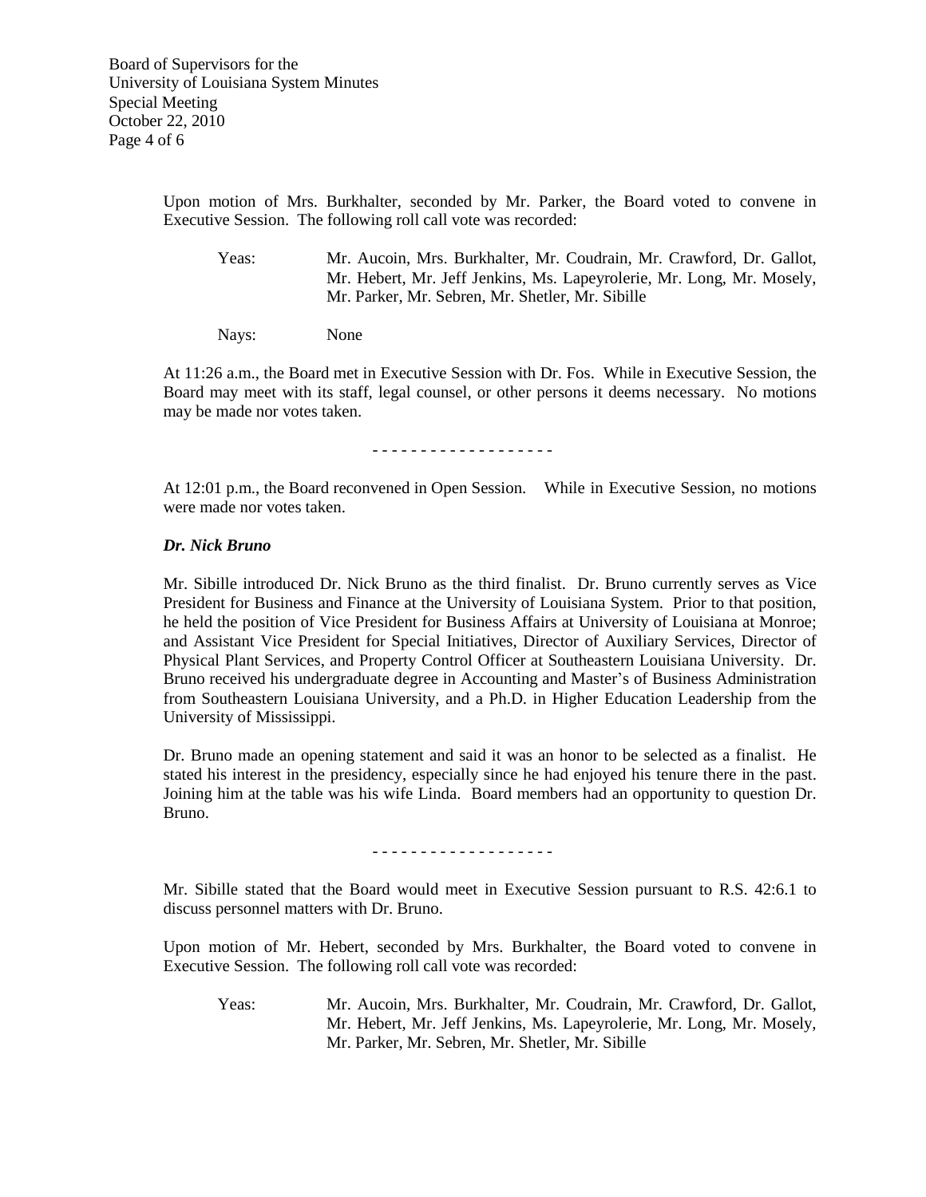Upon motion of Mrs. Burkhalter, seconded by Mr. Parker, the Board voted to convene in Executive Session. The following roll call vote was recorded:

Yeas: Mr. Aucoin, Mrs. Burkhalter, Mr. Coudrain, Mr. Crawford, Dr. Gallot, Mr. Hebert, Mr. Jeff Jenkins, Ms. Lapeyrolerie, Mr. Long, Mr. Mosely, Mr. Parker, Mr. Sebren, Mr. Shetler, Mr. Sibille

Nays: None

At 11:26 a.m., the Board met in Executive Session with Dr. Fos. While in Executive Session, the Board may meet with its staff, legal counsel, or other persons it deems necessary. No motions may be made nor votes taken.

- - - - - - - - - - - - - - - - - - -

At 12:01 p.m., the Board reconvened in Open Session. While in Executive Session, no motions were made nor votes taken.

***Dr. Nick Bruno***

Mr. Sibille introduced Dr. Nick Bruno as the third finalist. Dr. Bruno currently serves as Vice President for Business and Finance at the University of Louisiana System. Prior to that position, he held the position of Vice President for Business Affairs at University of Louisiana at Monroe; and Assistant Vice President for Special Initiatives, Director of Auxiliary Services, Director of Physical Plant Services, and Property Control Officer at Southeastern Louisiana University. Dr. Bruno received his undergraduate degree in Accounting and Master's of Business Administration from Southeastern Louisiana University, and a Ph.D. in Higher Education Leadership from the University of Mississippi.

Dr. Bruno made an opening statement and said it was an honor to be selected as a finalist. He stated his interest in the presidency, especially since he had enjoyed his tenure there in the past. Joining him at the table was his wife Linda. Board members had an opportunity to question Dr. Bruno.

- - - - - - - - - - - - - - - - - - -

Mr. Sibille stated that the Board would meet in Executive Session pursuant to R.S. 42:6.1 to discuss personnel matters with Dr. Bruno.

Upon motion of Mr. Hebert, seconded by Mrs. Burkhalter, the Board voted to convene in Executive Session. The following roll call vote was recorded:

Yeas: Mr. Aucoin, Mrs. Burkhalter, Mr. Coudrain, Mr. Crawford, Dr. Gallot, Mr. Hebert, Mr. Jeff Jenkins, Ms. Lapeyrolerie, Mr. Long, Mr. Mosely, Mr. Parker, Mr. Sebren, Mr. Shetler, Mr. Sibille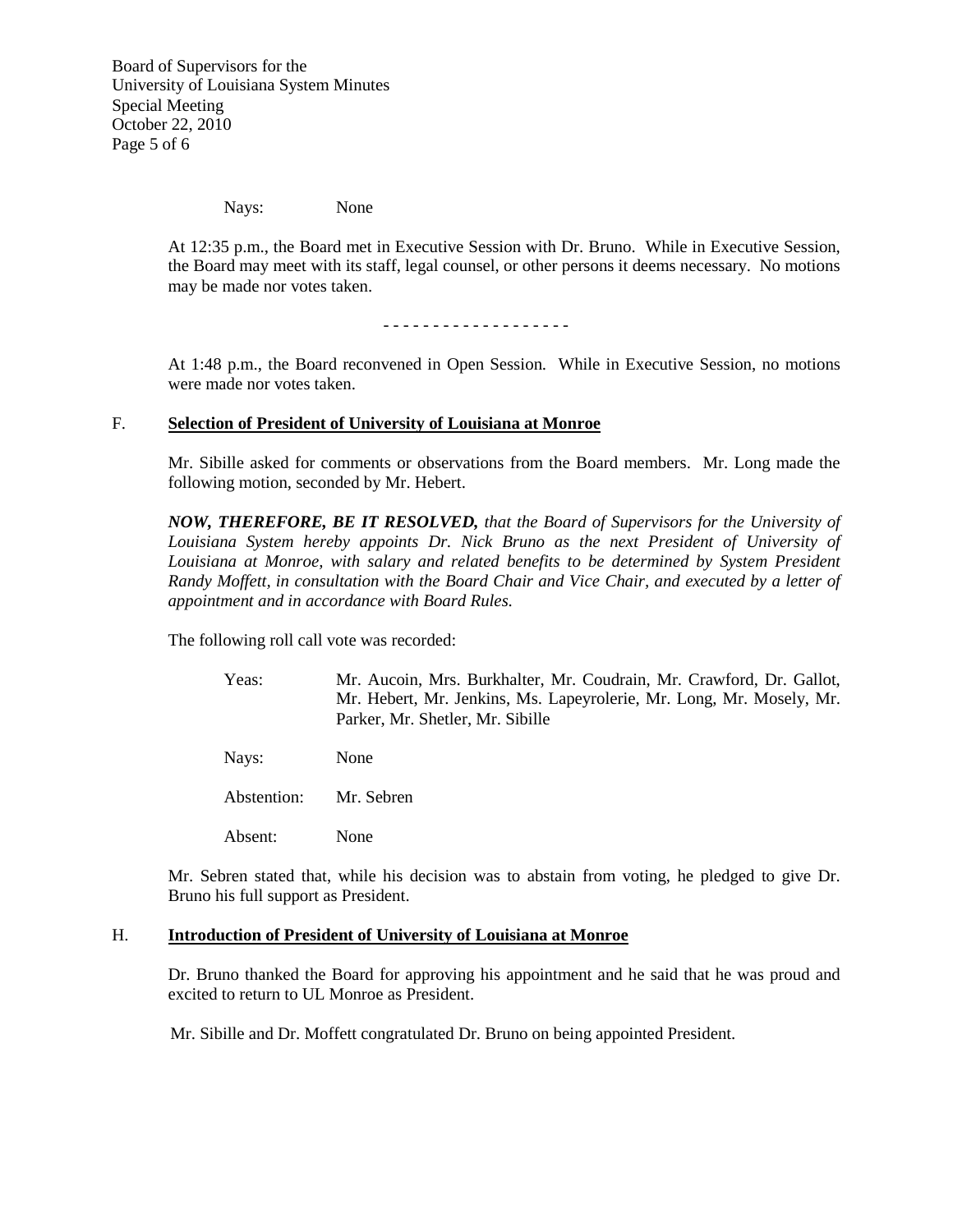Nays: None

At 12:35 p.m., the Board met in Executive Session with Dr. Bruno. While in Executive Session, the Board may meet with its staff, legal counsel, or other persons it deems necessary. No motions may be made nor votes taken.

\- - - - - - - - - - - - - - - - - - -

At 1:48 p.m., the Board reconvened in Open Session. While in Executive Session, no motions were made nor votes taken.

## F. **Selection of President of University of Louisiana at Monroe**

Mr. Sibille asked for comments or observations from the Board members. Mr. Long made the following motion, seconded by Mr. Hebert.

***NOW, THEREFORE, BE IT RESOLVED,*** *that the Board of Supervisors for the University of Louisiana System hereby appoints Dr. Nick Bruno as the next President of University of Louisiana at Monroe, with salary and related benefits to be determined by System President Randy Moffett, in consultation with the Board Chair and Vice Chair, and executed by a letter of appointment and in accordance with Board Rules.*

The following roll call vote was recorded:

| | |
|---|---|
| Yeas: | Mr. Aucoin, Mrs. Burkhalter, Mr. Coudrain, Mr. Crawford, Dr. Gallot, Mr. Hebert, Mr. Jenkins, Ms. Lapeyrolerie, Mr. Long, Mr. Mosely, Mr. Parker, Mr. Shetler, Mr. Sibille |
| Nays: | None |
| Abstention: | Mr. Sebren |
| Absent: | None |

Mr. Sebren stated that, while his decision was to abstain from voting, he pledged to give Dr. Bruno his full support as President.

## H. **Introduction of President of University of Louisiana at Monroe**

Dr. Bruno thanked the Board for approving his appointment and he said that he was proud and excited to return to UL Monroe as President.

Mr. Sibille and Dr. Moffett congratulated Dr. Bruno on being appointed President.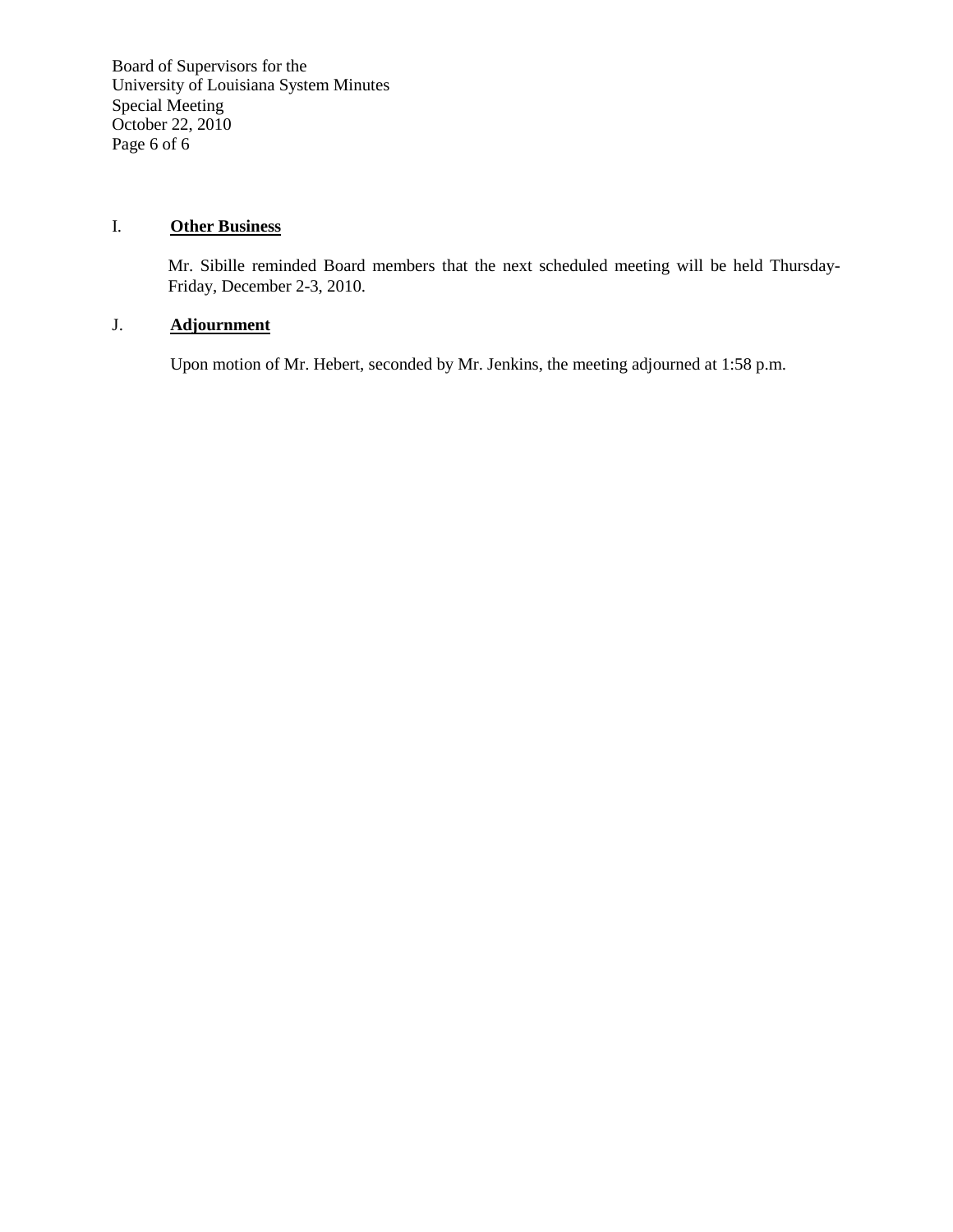## I. **Other Business**

Mr. Sibille reminded Board members that the next scheduled meeting will be held Thursday-Friday, December 2-3, 2010.

## J. **Adjournment**

Upon motion of Mr. Hebert, seconded by Mr. Jenkins, the meeting adjourned at 1:58 p.m.